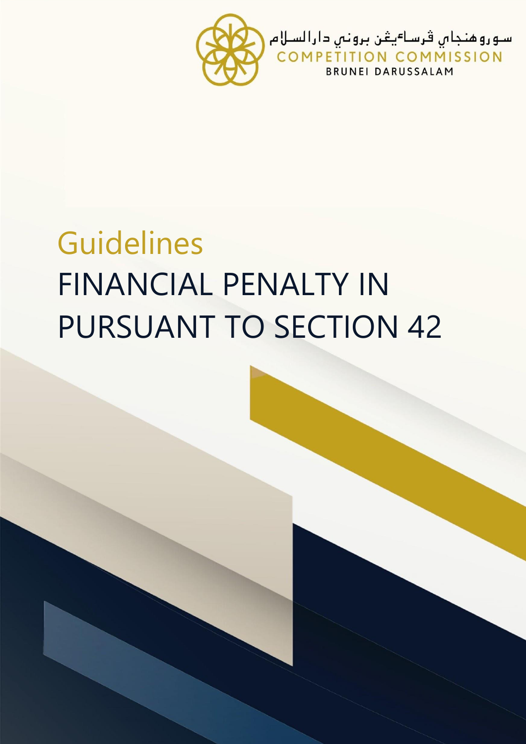سوروهنجاي ڤرساءيڠن بروني دارالسلام
COMPETITION COMMISSION
BRUNEI DARUSSALAM

# Guidelines

# FINANCIAL PENALTY IN PURSUANT TO SECTION 42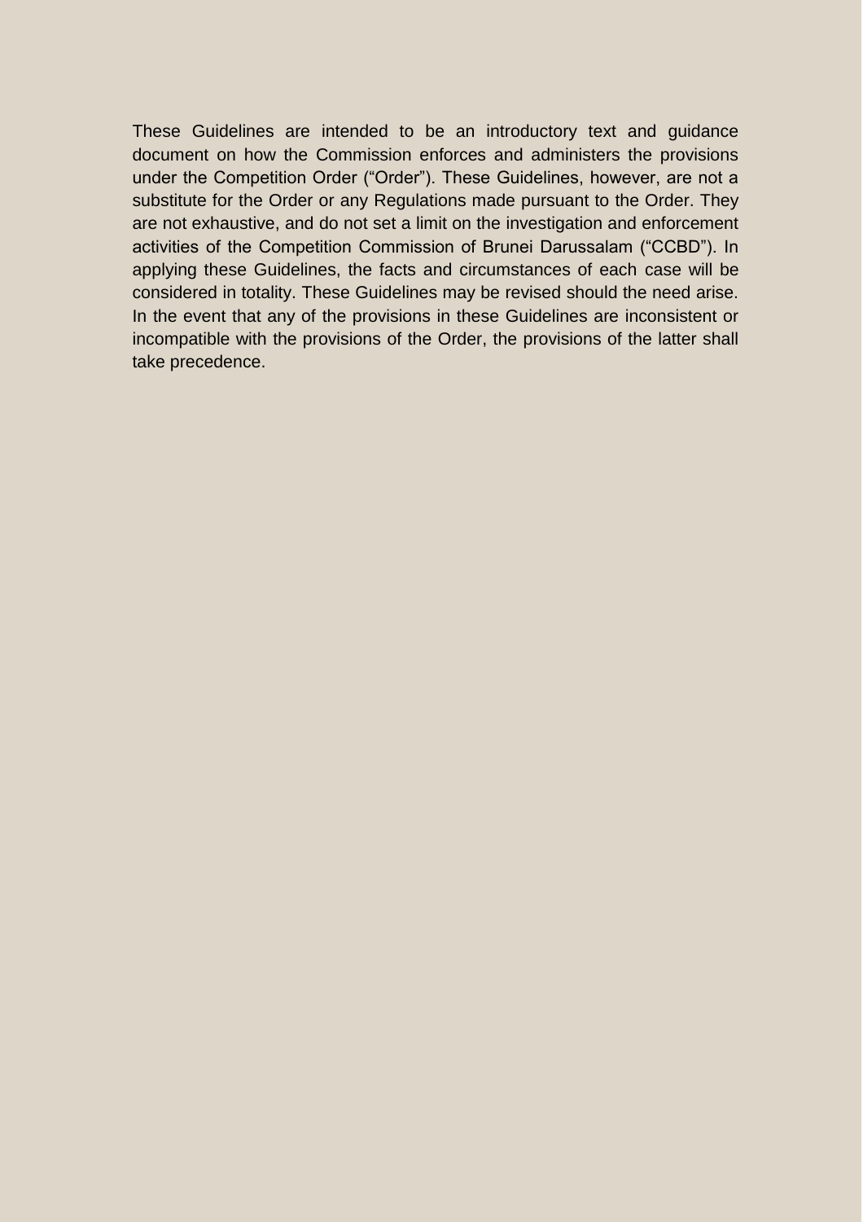These Guidelines are intended to be an introductory text and guidance document on how the Commission enforces and administers the provisions under the Competition Order ("Order"). These Guidelines, however, are not a substitute for the Order or any Regulations made pursuant to the Order. They are not exhaustive, and do not set a limit on the investigation and enforcement activities of the Competition Commission of Brunei Darussalam ("CCBD"). In applying these Guidelines, the facts and circumstances of each case will be considered in totality. These Guidelines may be revised should the need arise. In the event that any of the provisions in these Guidelines are inconsistent or incompatible with the provisions of the Order, the provisions of the latter shall take precedence.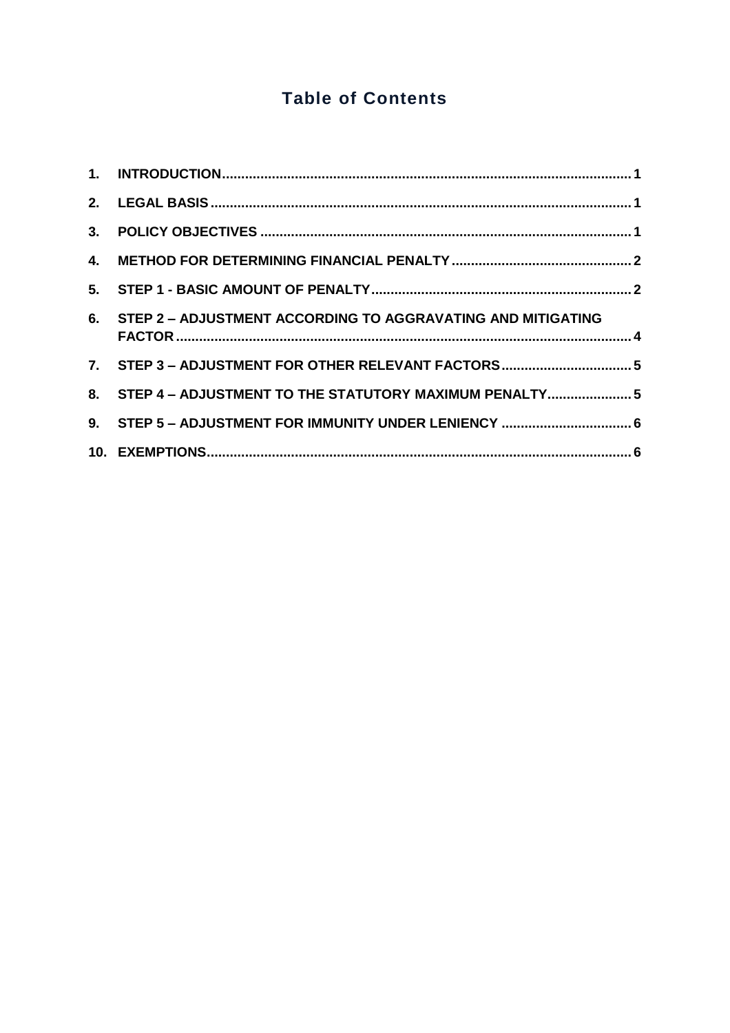# Table of Contents

1. INTRODUCTION .......... 1
2. LEGAL BASIS .......... 1
3. POLICY OBJECTIVES .......... 1
4. METHOD FOR DETERMINING FINANCIAL PENALTY .......... 2
5. STEP 1 - BASIC AMOUNT OF PENALTY .......... 2
6. STEP 2 – ADJUSTMENT ACCORDING TO AGGRAVATING AND MITIGATING FACTOR .......... 4
7. STEP 3 – ADJUSTMENT FOR OTHER RELEVANT FACTORS .......... 5
8. STEP 4 – ADJUSTMENT TO THE STATUTORY MAXIMUM PENALTY .......... 5
9. STEP 5 – ADJUSTMENT FOR IMMUNITY UNDER LENIENCY .......... 6
10. EXEMPTIONS .......... 6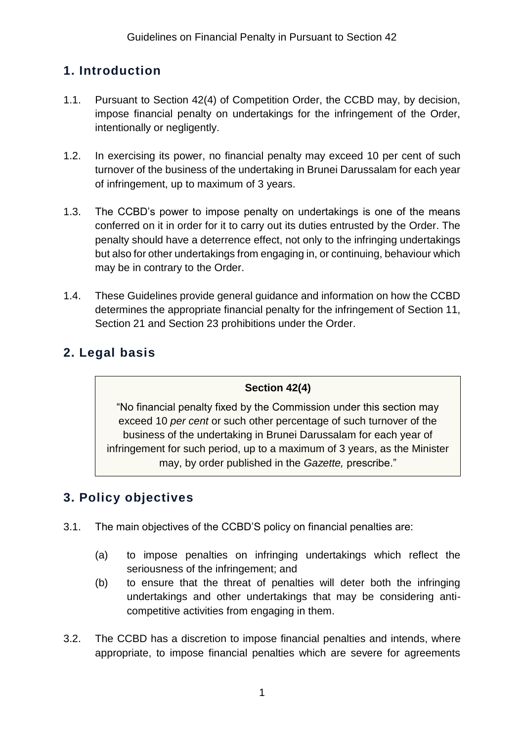## 1. Introduction

1.1. Pursuant to Section 42(4) of Competition Order, the CCBD may, by decision, impose financial penalty on undertakings for the infringement of the Order, intentionally or negligently.

1.2. In exercising its power, no financial penalty may exceed 10 per cent of such turnover of the business of the undertaking in Brunei Darussalam for each year of infringement, up to maximum of 3 years.

1.3. The CCBD's power to impose penalty on undertakings is one of the means conferred on it in order for it to carry out its duties entrusted by the Order. The penalty should have a deterrence effect, not only to the infringing undertakings but also for other undertakings from engaging in, or continuing, behaviour which may be in contrary to the Order.

1.4. These Guidelines provide general guidance and information on how the CCBD determines the appropriate financial penalty for the infringement of Section 11, Section 21 and Section 23 prohibitions under the Order.

## 2. Legal basis

> **Section 42(4)**
>
> "No financial penalty fixed by the Commission under this section may exceed 10 *per cent* or such other percentage of such turnover of the business of the undertaking in Brunei Darussalam for each year of infringement for such period, up to a maximum of 3 years, as the Minister may, by order published in the *Gazette,* prescribe."

## 3. Policy objectives

3.1. The main objectives of the CCBD'S policy on financial penalties are:

(a) to impose penalties on infringing undertakings which reflect the seriousness of the infringement; and

(b) to ensure that the threat of penalties will deter both the infringing undertakings and other undertakings that may be considering anti-competitive activities from engaging in them.

3.2. The CCBD has a discretion to impose financial penalties and intends, where appropriate, to impose financial penalties which are severe for agreements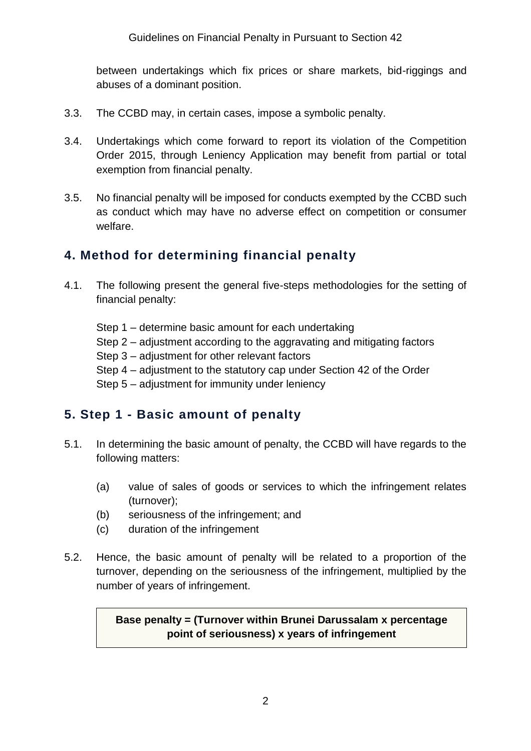between undertakings which fix prices or share markets, bid-riggings and abuses of a dominant position.

3.3. The CCBD may, in certain cases, impose a symbolic penalty.

3.4. Undertakings which come forward to report its violation of the Competition Order 2015, through Leniency Application may benefit from partial or total exemption from financial penalty.

3.5. No financial penalty will be imposed for conducts exempted by the CCBD such as conduct which may have no adverse effect on competition or consumer welfare.

## 4. Method for determining financial penalty

4.1. The following present the general five-steps methodologies for the setting of financial penalty:

Step 1 – determine basic amount for each undertaking
Step 2 – adjustment according to the aggravating and mitigating factors
Step 3 – adjustment for other relevant factors
Step 4 – adjustment to the statutory cap under Section 42 of the Order
Step 5 – adjustment for immunity under leniency

## 5. Step 1 - Basic amount of penalty

5.1. In determining the basic amount of penalty, the CCBD will have regards to the following matters:

(a) value of sales of goods or services to which the infringement relates (turnover);
(b) seriousness of the infringement; and
(c) duration of the infringement

5.2. Hence, the basic amount of penalty will be related to a proportion of the turnover, depending on the seriousness of the infringement, multiplied by the number of years of infringement.

**Base penalty = (Turnover within Brunei Darussalam x percentage point of seriousness) x years of infringement**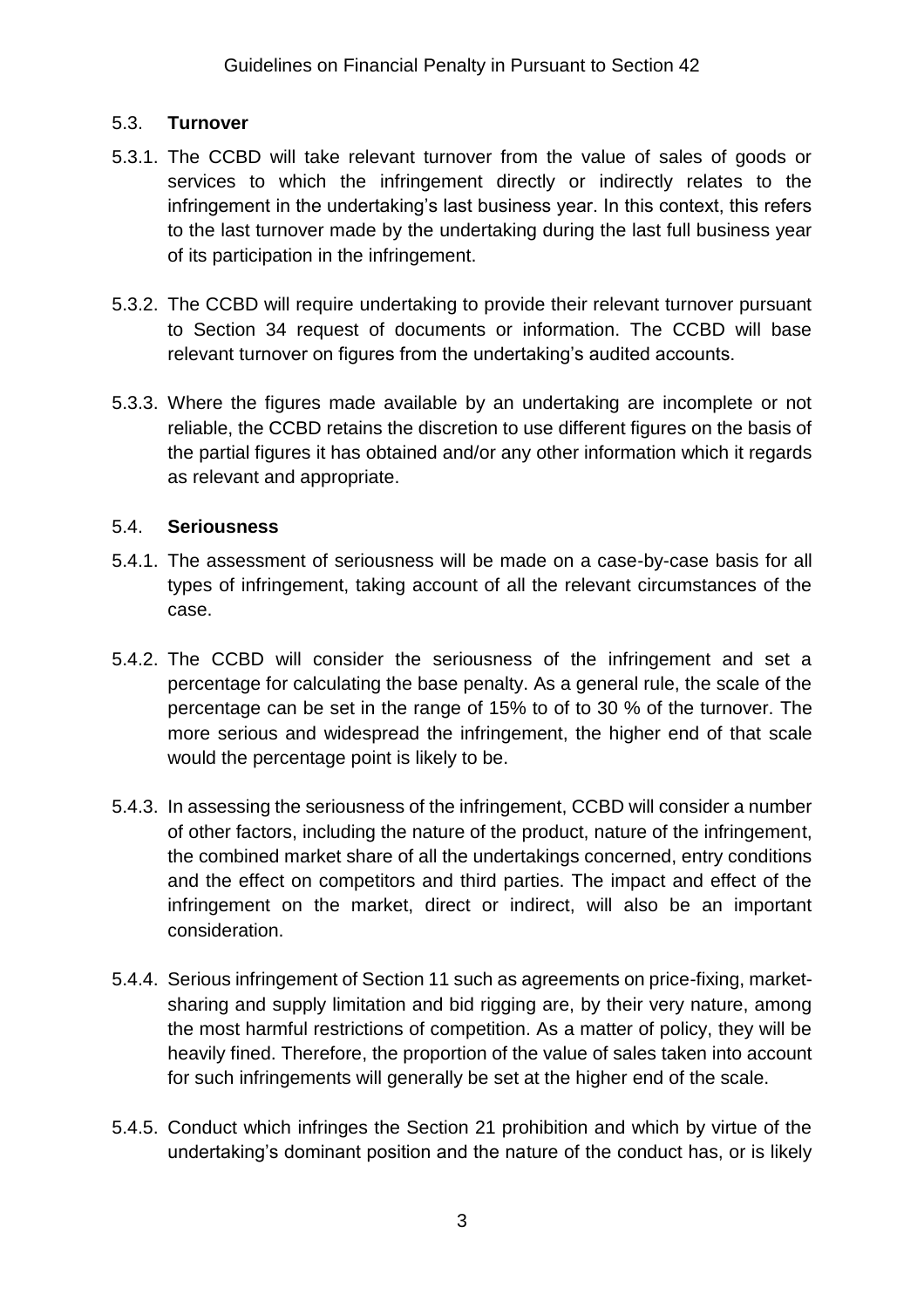### 5.3. **Turnover**

5.3.1. The CCBD will take relevant turnover from the value of sales of goods or services to which the infringement directly or indirectly relates to the infringement in the undertaking's last business year. In this context, this refers to the last turnover made by the undertaking during the last full business year of its participation in the infringement.

5.3.2. The CCBD will require undertaking to provide their relevant turnover pursuant to Section 34 request of documents or information. The CCBD will base relevant turnover on figures from the undertaking's audited accounts.

5.3.3. Where the figures made available by an undertaking are incomplete or not reliable, the CCBD retains the discretion to use different figures on the basis of the partial figures it has obtained and/or any other information which it regards as relevant and appropriate.

### 5.4. **Seriousness**

5.4.1. The assessment of seriousness will be made on a case-by-case basis for all types of infringement, taking account of all the relevant circumstances of the case.

5.4.2. The CCBD will consider the seriousness of the infringement and set a percentage for calculating the base penalty. As a general rule, the scale of the percentage can be set in the range of 15% to of to 30 % of the turnover. The more serious and widespread the infringement, the higher end of that scale would the percentage point is likely to be.

5.4.3. In assessing the seriousness of the infringement, CCBD will consider a number of other factors, including the nature of the product, nature of the infringement, the combined market share of all the undertakings concerned, entry conditions and the effect on competitors and third parties. The impact and effect of the infringement on the market, direct or indirect, will also be an important consideration.

5.4.4. Serious infringement of Section 11 such as agreements on price-fixing, market-sharing and supply limitation and bid rigging are, by their very nature, among the most harmful restrictions of competition. As a matter of policy, they will be heavily fined. Therefore, the proportion of the value of sales taken into account for such infringements will generally be set at the higher end of the scale.

5.4.5. Conduct which infringes the Section 21 prohibition and which by virtue of the undertaking's dominant position and the nature of the conduct has, or is likely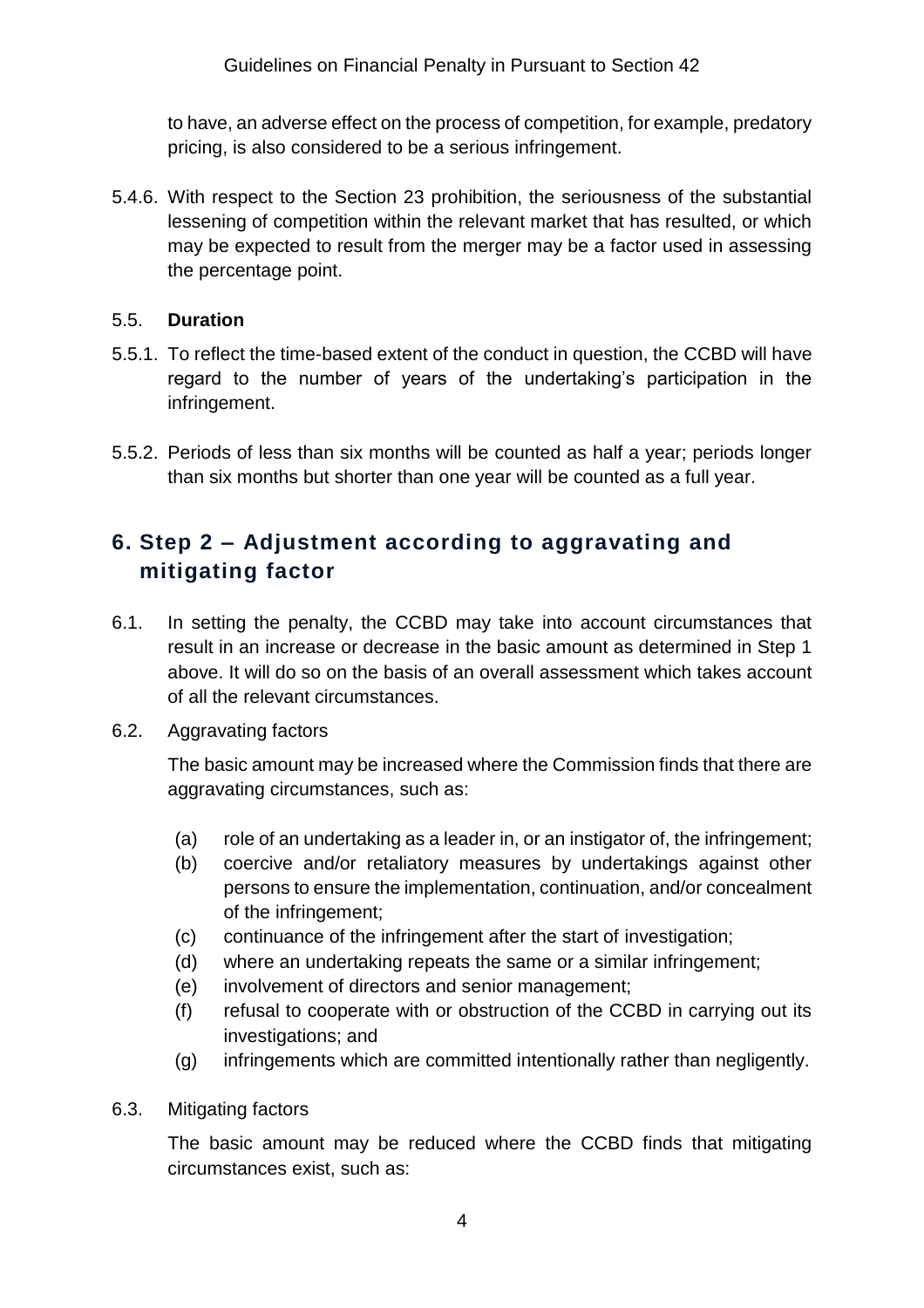to have, an adverse effect on the process of competition, for example, predatory pricing, is also considered to be a serious infringement.

5.4.6. With respect to the Section 23 prohibition, the seriousness of the substantial lessening of competition within the relevant market that has resulted, or which may be expected to result from the merger may be a factor used in assessing the percentage point.

### 5.5. **Duration**

5.5.1. To reflect the time-based extent of the conduct in question, the CCBD will have regard to the number of years of the undertaking's participation in the infringement.

5.5.2. Periods of less than six months will be counted as half a year; periods longer than six months but shorter than one year will be counted as a full year.

## 6. Step 2 – Adjustment according to aggravating and mitigating factor

6.1. In setting the penalty, the CCBD may take into account circumstances that result in an increase or decrease in the basic amount as determined in Step 1 above. It will do so on the basis of an overall assessment which takes account of all the relevant circumstances.

6.2. Aggravating factors

The basic amount may be increased where the Commission finds that there are aggravating circumstances, such as:

(a) role of an undertaking as a leader in, or an instigator of, the infringement;
(b) coercive and/or retaliatory measures by undertakings against other persons to ensure the implementation, continuation, and/or concealment of the infringement;
(c) continuance of the infringement after the start of investigation;
(d) where an undertaking repeats the same or a similar infringement;
(e) involvement of directors and senior management;
(f) refusal to cooperate with or obstruction of the CCBD in carrying out its investigations; and
(g) infringements which are committed intentionally rather than negligently.

6.3. Mitigating factors

The basic amount may be reduced where the CCBD finds that mitigating circumstances exist, such as: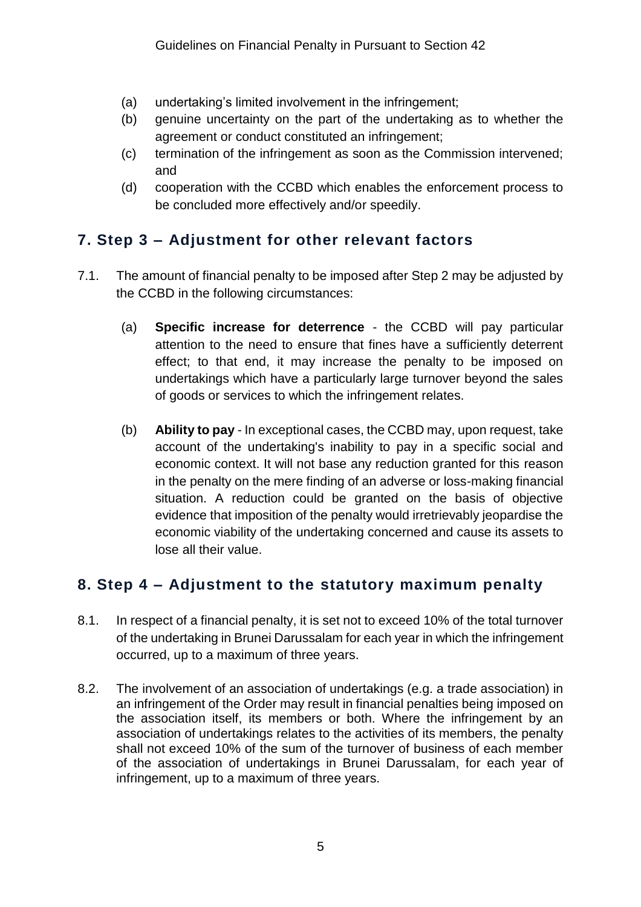(a) undertaking's limited involvement in the infringement;

(b) genuine uncertainty on the part of the undertaking as to whether the agreement or conduct constituted an infringement;

(c) termination of the infringement as soon as the Commission intervened; and

(d) cooperation with the CCBD which enables the enforcement process to be concluded more effectively and/or speedily.

## 7. Step 3 – Adjustment for other relevant factors

7.1. The amount of financial penalty to be imposed after Step 2 may be adjusted by the CCBD in the following circumstances:

(a) **Specific increase for deterrence** - the CCBD will pay particular attention to the need to ensure that fines have a sufficiently deterrent effect; to that end, it may increase the penalty to be imposed on undertakings which have a particularly large turnover beyond the sales of goods or services to which the infringement relates.

(b) **Ability to pay** - In exceptional cases, the CCBD may, upon request, take account of the undertaking's inability to pay in a specific social and economic context. It will not base any reduction granted for this reason in the penalty on the mere finding of an adverse or loss-making financial situation. A reduction could be granted on the basis of objective evidence that imposition of the penalty would irretrievably jeopardise the economic viability of the undertaking concerned and cause its assets to lose all their value.

## 8. Step 4 – Adjustment to the statutory maximum penalty

8.1. In respect of a financial penalty, it is set not to exceed 10% of the total turnover of the undertaking in Brunei Darussalam for each year in which the infringement occurred, up to a maximum of three years.

8.2. The involvement of an association of undertakings (e.g. a trade association) in an infringement of the Order may result in financial penalties being imposed on the association itself, its members or both. Where the infringement by an association of undertakings relates to the activities of its members, the penalty shall not exceed 10% of the sum of the turnover of business of each member of the association of undertakings in Brunei Darussalam, for each year of infringement, up to a maximum of three years.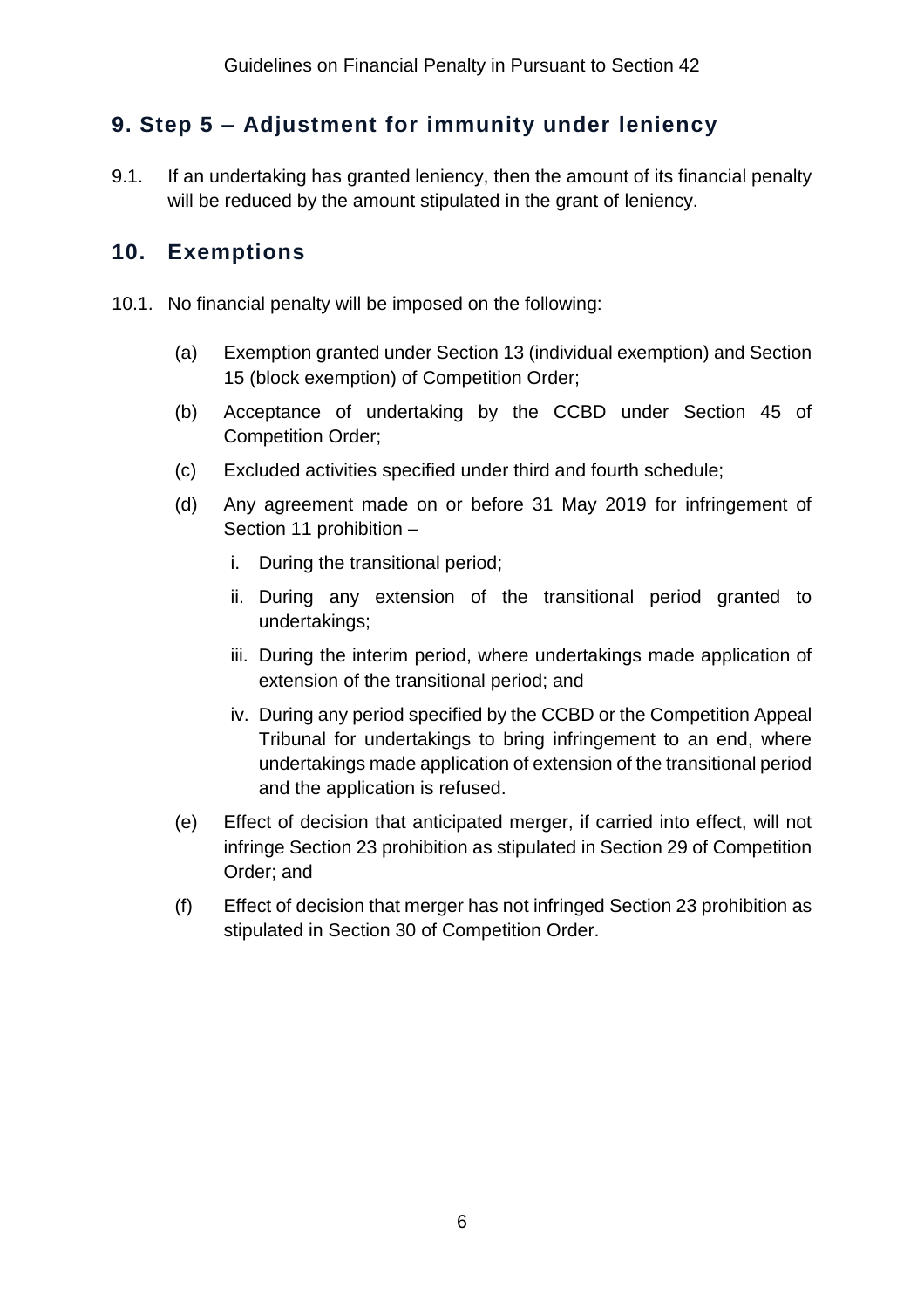## 9. Step 5 – Adjustment for immunity under leniency

9.1. If an undertaking has granted leniency, then the amount of its financial penalty will be reduced by the amount stipulated in the grant of leniency.

## 10. Exemptions

10.1. No financial penalty will be imposed on the following:

(a) Exemption granted under Section 13 (individual exemption) and Section 15 (block exemption) of Competition Order;

(b) Acceptance of undertaking by the CCBD under Section 45 of Competition Order;

(c) Excluded activities specified under third and fourth schedule;

(d) Any agreement made on or before 31 May 2019 for infringement of Section 11 prohibition –

i. During the transitional period;

ii. During any extension of the transitional period granted to undertakings;

iii. During the interim period, where undertakings made application of extension of the transitional period; and

iv. During any period specified by the CCBD or the Competition Appeal Tribunal for undertakings to bring infringement to an end, where undertakings made application of extension of the transitional period and the application is refused.

(e) Effect of decision that anticipated merger, if carried into effect, will not infringe Section 23 prohibition as stipulated in Section 29 of Competition Order; and

(f) Effect of decision that merger has not infringed Section 23 prohibition as stipulated in Section 30 of Competition Order.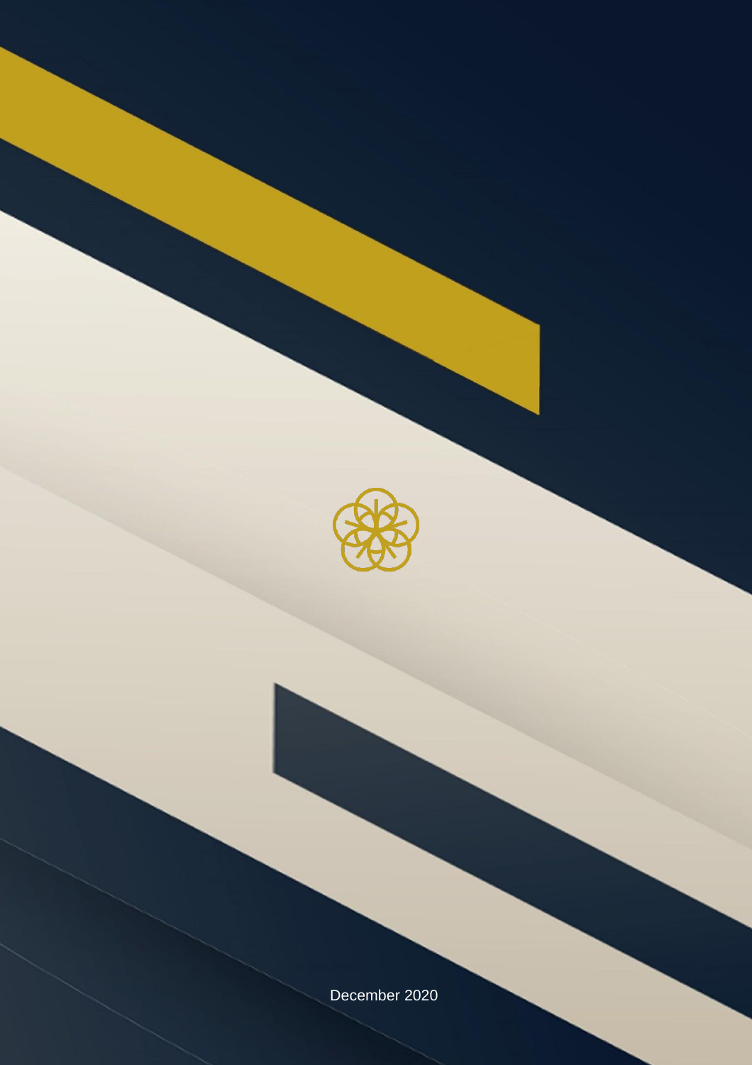December 2020